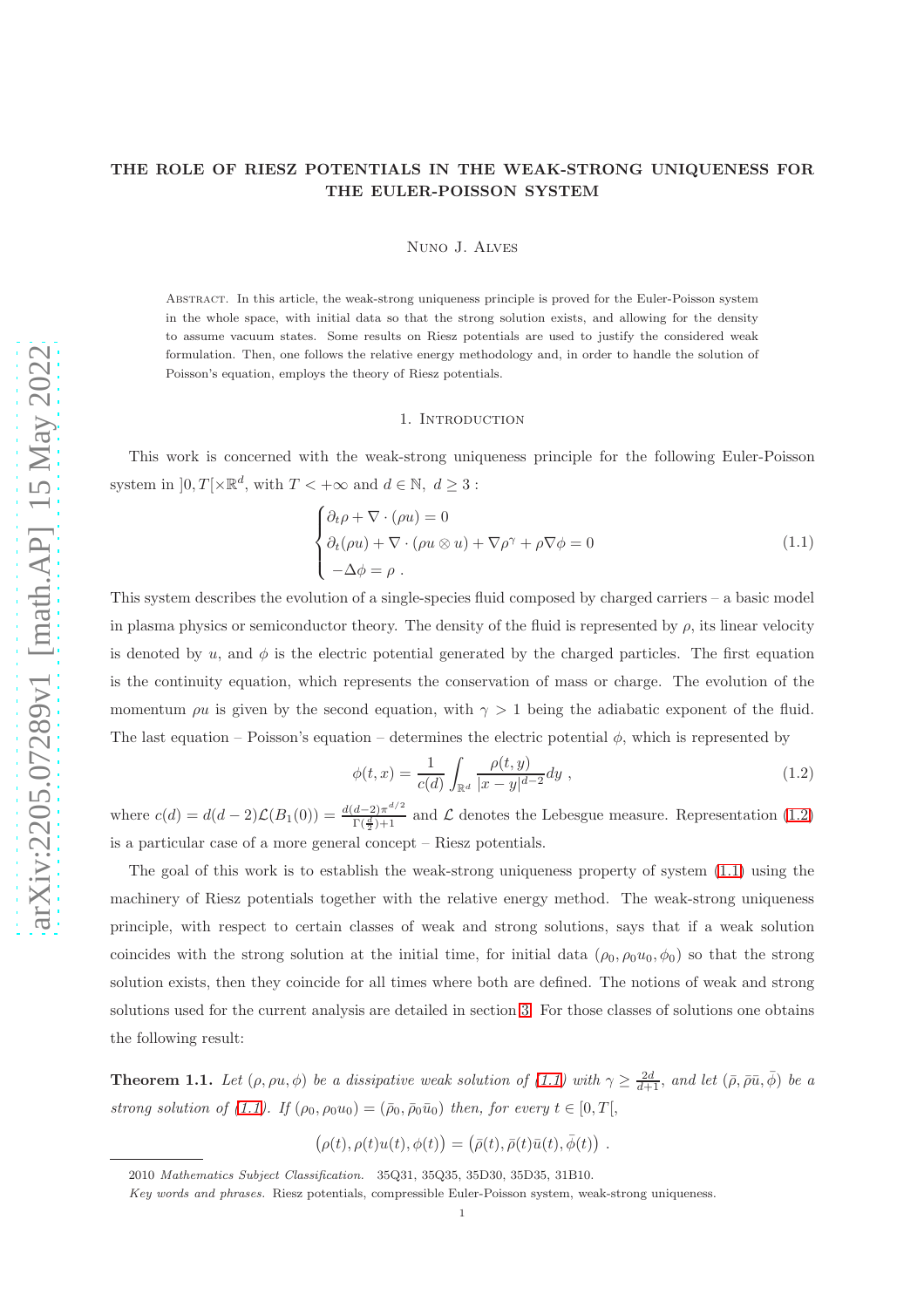# THE ROLE OF RIESZ POTENTIALS IN THE WEAK-STRONG UNIQUENESS FOR THE EULER-POISSON SYSTEM

Nuno J. Alves

Abstract. In this article, the weak-strong uniqueness principle is proved for the Euler-Poisson system in the whole space, with initial data so that the strong solution exists, and allowing for the density to assume vacuum states. Some results on Riesz potentials are used to justify the considered weak formulation. Then, one follows the relative energy methodology and, in order to handle the solution of Poisson's equation, employs the theory of Riesz potentials.

## 1. Introduction

This work is concerned with the weak-strong uniqueness principle for the following Euler-Poisson system in $]0,T[\times\mathbb{R}^d$, with $T<+\infty$ and $d\in\mathbb{N},\ d\geq 3$ :

$$\begin{cases} \partial_t\rho + \nabla\cdot(\rho u) = 0 \\ \partial_t(\rho u) + \nabla\cdot(\rho u\otimes u) + \nabla\rho^\gamma + \rho\nabla\phi = 0 \\ -\Delta\phi = \rho\ . \end{cases} \tag{1.1}$$

This system describes the evolution of a single-species fluid composed by charged carriers – a basic model in plasma physics or semiconductor theory. The density of the fluid is represented by $\rho$, its linear velocity is denoted by $u$, and $\phi$ is the electric potential generated by the charged particles. The first equation is the continuity equation, which represents the conservation of mass or charge. The evolution of the momentum $\rho u$ is given by the second equation, with $\gamma>1$ being the adiabatic exponent of the fluid. The last equation – Poisson's equation – determines the electric potential $\phi$, which is represented by

$$\phi(t,x) = \frac{1}{c(d)}\int_{\mathbb{R}^d}\frac{\rho(t,y)}{|x-y|^{d-2}}dy\ , \tag{1.2}$$

where $c(d) = d(d-2)\mathcal{L}(B_1(0)) = \frac{d(d-2)\pi^{d/2}}{\Gamma(\frac{d}{2})+1}$ and $\mathcal{L}$ denotes the Lebesgue measure. Representation (1.2) is a particular case of a more general concept – Riesz potentials.

The goal of this work is to establish the weak-strong uniqueness property of system (1.1) using the machinery of Riesz potentials together with the relative energy method. The weak-strong uniqueness principle, with respect to certain classes of weak and strong solutions, says that if a weak solution coincides with the strong solution at the initial time, for initial data $(\rho_0,\rho_0u_0,\phi_0)$ so that the strong solution exists, then they coincide for all times where both are defined. The notions of weak and strong solutions used for the current analysis are detailed in section 3. For those classes of solutions one obtains the following result:

**Theorem 1.1.** *Let $(\rho,\rho u,\phi)$ be a dissipative weak solution of (1.1) with $\gamma\geq\frac{2d}{d+1}$, and let $(\bar\rho,\bar\rho\bar u,\bar\phi)$ be a strong solution of (1.1). If $(\rho_0,\rho_0u_0) = (\bar\rho_0,\bar\rho_0\bar u_0)$ then, for every $t\in[0,T[$,*

$$\big(\rho(t),\rho(t)u(t),\phi(t)\big) = \big(\bar\rho(t),\bar\rho(t)\bar u(t),\bar\phi(t)\big)\ .$$

2010 *Mathematics Subject Classification.* 35Q31, 35Q35, 35D30, 35D35, 31B10.

*Key words and phrases.* Riesz potentials, compressible Euler-Poisson system, weak-strong uniqueness.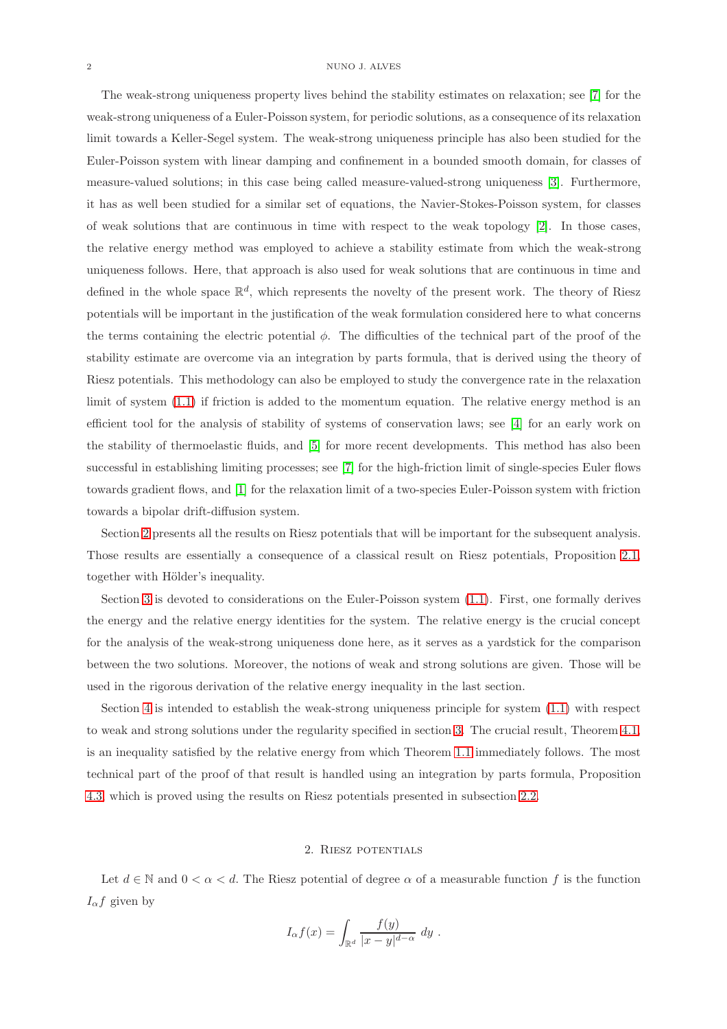The weak-strong uniqueness property lives behind the stability estimates on relaxation; see [7] for the weak-strong uniqueness of a Euler-Poisson system, for periodic solutions, as a consequence of its relaxation limit towards a Keller-Segel system. The weak-strong uniqueness principle has also been studied for the Euler-Poisson system with linear damping and confinement in a bounded smooth domain, for classes of measure-valued solutions; in this case being called measure-valued-strong uniqueness [3]. Furthermore, it has as well been studied for a similar set of equations, the Navier-Stokes-Poisson system, for classes of weak solutions that are continuous in time with respect to the weak topology [2]. In those cases, the relative energy method was employed to achieve a stability estimate from which the weak-strong uniqueness follows. Here, that approach is also used for weak solutions that are continuous in time and defined in the whole space $\mathbb{R}^d$, which represents the novelty of the present work. The theory of Riesz potentials will be important in the justification of the weak formulation considered here to what concerns the terms containing the electric potential $\phi$. The difficulties of the technical part of the proof of the stability estimate are overcome via an integration by parts formula, that is derived using the theory of Riesz potentials. This methodology can also be employed to study the convergence rate in the relaxation limit of system (1.1) if friction is added to the momentum equation. The relative energy method is an efficient tool for the analysis of stability of systems of conservation laws; see [4] for an early work on the stability of thermoelastic fluids, and [5] for more recent developments. This method has also been successful in establishing limiting processes; see [7] for the high-friction limit of single-species Euler flows towards gradient flows, and [1] for the relaxation limit of a two-species Euler-Poisson system with friction towards a bipolar drift-diffusion system.

Section 2 presents all the results on Riesz potentials that will be important for the subsequent analysis. Those results are essentially a consequence of a classical result on Riesz potentials, Proposition 2.1, together with Hölder's inequality.

Section 3 is devoted to considerations on the Euler-Poisson system (1.1). First, one formally derives the energy and the relative energy identities for the system. The relative energy is the crucial concept for the analysis of the weak-strong uniqueness done here, as it serves as a yardstick for the comparison between the two solutions. Moreover, the notions of weak and strong solutions are given. Those will be used in the rigorous derivation of the relative energy inequality in the last section.

Section 4 is intended to establish the weak-strong uniqueness principle for system (1.1) with respect to weak and strong solutions under the regularity specified in section 3. The crucial result, Theorem 4.1, is an inequality satisfied by the relative energy from which Theorem 1.1 immediately follows. The most technical part of the proof of that result is handled using an integration by parts formula, Proposition 4.3, which is proved using the results on Riesz potentials presented in subsection 2.2.

## 2. Riesz potentials

Let $d \in \mathbb{N}$ and $0 < \alpha < d$. The Riesz potential of degree $\alpha$ of a measurable function $f$ is the function $I_\alpha f$ given by

$$I_\alpha f(x) = \int_{\mathbb{R}^d} \frac{f(y)}{|x-y|^{d-\alpha}} \, dy \ .$$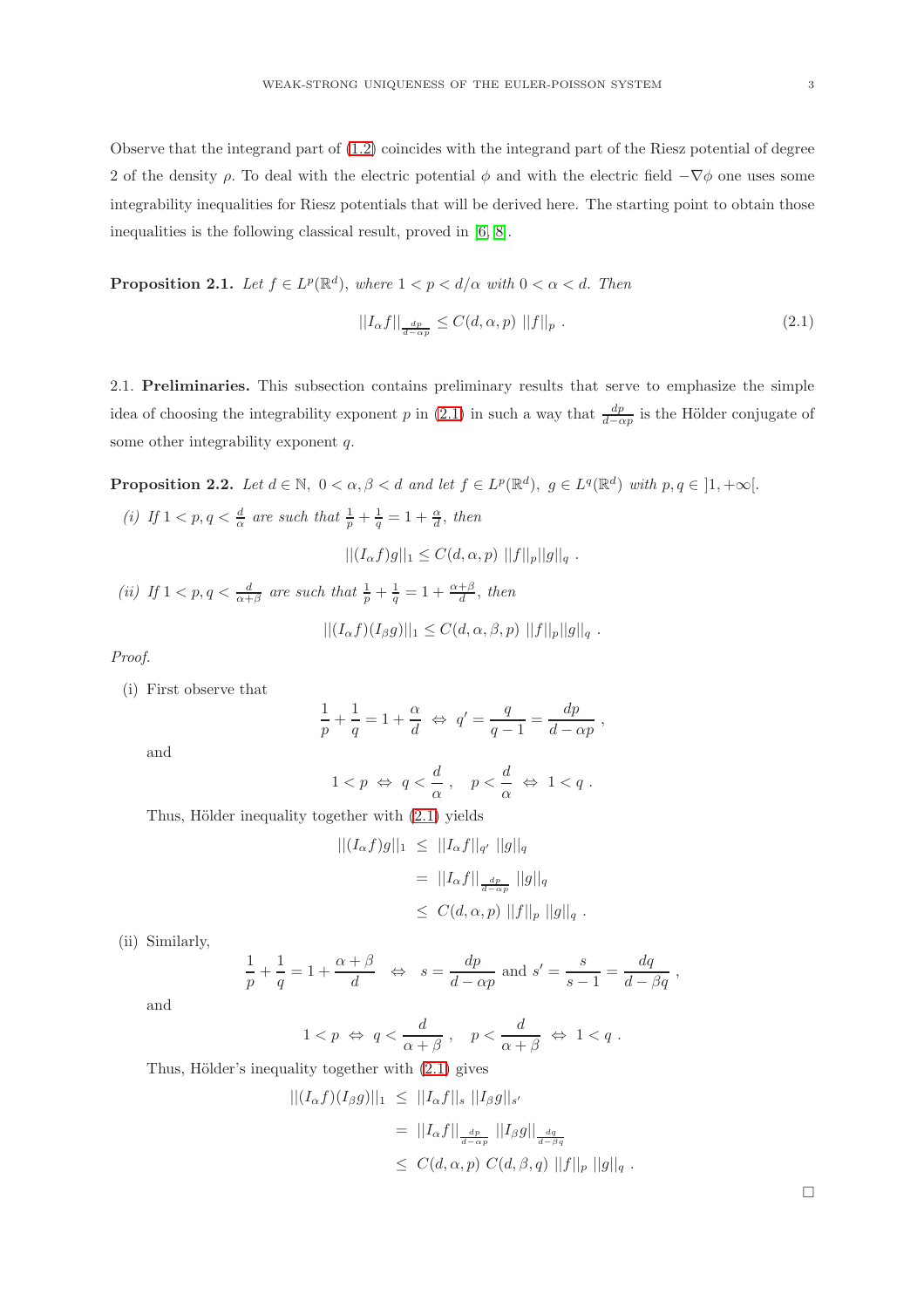Observe that the integrand part of (1.2) coincides with the integrand part of the Riesz potential of degree 2 of the density $\rho$. To deal with the electric potential $\phi$ and with the electric field $-\nabla\phi$ one uses some integrability inequalities for Riesz potentials that will be derived here. The starting point to obtain those inequalities is the following classical result, proved in [6, 8].

**Proposition 2.1.** *Let $f \in L^p(\mathbb{R}^d)$, where $1 < p < d/\alpha$ with $0 < \alpha < d$. Then*

$$||I_\alpha f||_{\frac{dp}{d-\alpha p}} \leq C(d,\alpha,p)\ ||f||_p\ . \tag{2.1}$$

2.1. **Preliminaries.** This subsection contains preliminary results that serve to emphasize the simple idea of choosing the integrability exponent $p$ in (2.1) in such a way that $\frac{dp}{d-\alpha p}$ is the Hölder conjugate of some other integrability exponent $q$.

**Proposition 2.2.** *Let $d \in \mathbb{N},\ 0 < \alpha, \beta < d$ and let $f \in L^p(\mathbb{R}^d),\ g \in L^q(\mathbb{R}^d)$ with $p, q \in ]1, +\infty[$.*

*(i) If $1 < p, q < \frac{d}{\alpha}$ are such that $\frac{1}{p} + \frac{1}{q} = 1 + \frac{\alpha}{d}$, then*

$$||(I_\alpha f) g||_1 \leq C(d,\alpha,p)\ ||f||_p ||g||_q\ .$$

*(ii) If $1 < p, q < \frac{d}{\alpha+\beta}$ are such that $\frac{1}{p} + \frac{1}{q} = 1 + \frac{\alpha+\beta}{d}$, then*

$$||(I_\alpha f)(I_\beta g)||_1 \leq C(d,\alpha,\beta,p)\ ||f||_p ||g||_q\ .$$

*Proof.*

(i) First observe that

$$\frac{1}{p} + \frac{1}{q} = 1 + \frac{\alpha}{d} \ \Leftrightarrow\ q' = \frac{q}{q-1} = \frac{dp}{d-\alpha p}\ ,$$

and

$$1 < p \ \Leftrightarrow\ q < \frac{d}{\alpha}\ , \quad p < \frac{d}{\alpha} \ \Leftrightarrow\ 1 < q\ .$$

Thus, Hölder inequality together with (2.1) yields

$$\begin{aligned} ||(I_\alpha f) g||_1 &\leq ||I_\alpha f||_{q'}\ ||g||_q \\ &= ||I_\alpha f||_{\frac{dp}{d-\alpha p}}\ ||g||_q \\ &\leq C(d,\alpha,p)\ ||f||_p\ ||g||_q\ . \end{aligned}$$

(ii) Similarly,

$$\frac{1}{p} + \frac{1}{q} = 1 + \frac{\alpha+\beta}{d} \quad \Leftrightarrow \quad s = \frac{dp}{d-\alpha p} \text{ and } s' = \frac{s}{s-1} = \frac{dq}{d-\beta q}\ ,$$

and

$$1 < p \ \Leftrightarrow\ q < \frac{d}{\alpha+\beta}\ , \quad p < \frac{d}{\alpha+\beta} \ \Leftrightarrow\ 1 < q\ .$$

Thus, Hölder's inequality together with (2.1) gives

$$\begin{aligned} ||(I_\alpha f)(I_\beta g)||_1 &\leq ||I_\alpha f||_s\ ||I_\beta g||_{s'} \\ &= ||I_\alpha f||_{\frac{dp}{d-\alpha p}}\ ||I_\beta g||_{\frac{dq}{d-\beta q}} \\ &\leq C(d,\alpha,p)\ C(d,\beta,q)\ ||f||_p\ ||g||_q\ . \end{aligned}$$

$\square$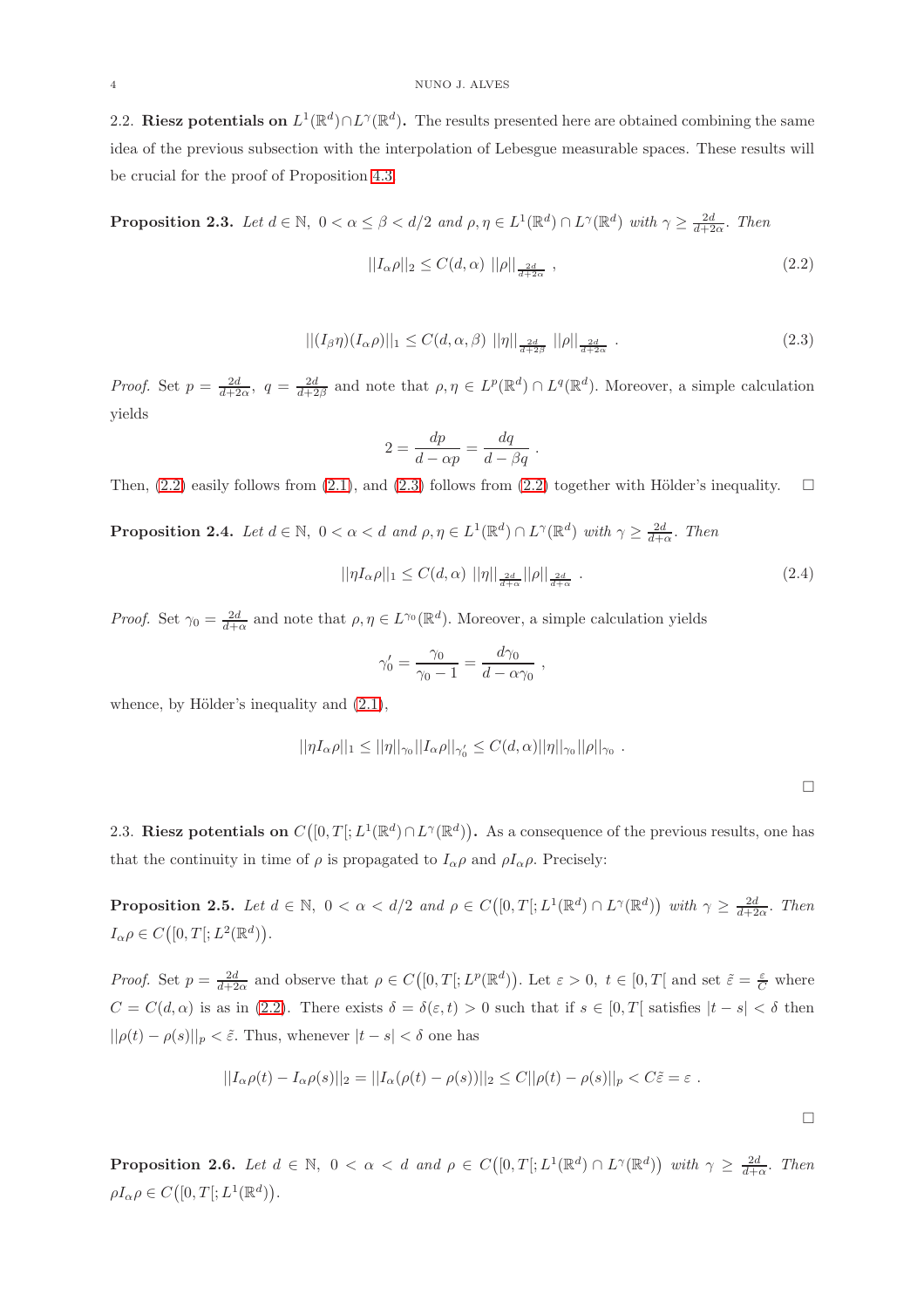### 2.2. Riesz potentials on $L^1(\mathbb{R}^d) \cap L^\gamma(\mathbb{R}^d)$.

The results presented here are obtained combining the same idea of the previous subsection with the interpolation of Lebesgue measurable spaces. These results will be crucial for the proof of Proposition 4.3.

**Proposition 2.3.** *Let $d \in \mathbb{N},\ 0 < \alpha \leq \beta < d/2$ and $\rho, \eta \in L^1(\mathbb{R}^d) \cap L^\gamma(\mathbb{R}^d)$ with $\gamma \geq \frac{2d}{d+2\alpha}$. Then*

$$||I_\alpha \rho||_2 \leq C(d, \alpha)\ ||\rho||_{\frac{2d}{d+2\alpha}}\ , \tag{2.2}$$

$$||(I_\beta \eta)(I_\alpha \rho)||_1 \leq C(d, \alpha, \beta)\ ||\eta||_{\frac{2d}{d+2\beta}}\ ||\rho||_{\frac{2d}{d+2\alpha}}\ . \tag{2.3}$$

*Proof.* Set $p = \frac{2d}{d+2\alpha},\ q = \frac{2d}{d+2\beta}$ and note that $\rho, \eta \in L^p(\mathbb{R}^d) \cap L^q(\mathbb{R}^d)$. Moreover, a simple calculation yields

$$2 = \frac{dp}{d - \alpha p} = \frac{dq}{d - \beta q}\ .$$

Then, (2.2) easily follows from (2.1), and (2.3) follows from (2.2) together with Hölder's inequality. $\square$

**Proposition 2.4.** *Let $d \in \mathbb{N},\ 0 < \alpha < d$ and $\rho, \eta \in L^1(\mathbb{R}^d) \cap L^\gamma(\mathbb{R}^d)$ with $\gamma \geq \frac{2d}{d+\alpha}$. Then*

$$||\eta I_\alpha \rho||_1 \leq C(d, \alpha)\ ||\eta||_{\frac{2d}{d+\alpha}} ||\rho||_{\frac{2d}{d+\alpha}}\ . \tag{2.4}$$

*Proof.* Set $\gamma_0 = \frac{2d}{d+\alpha}$ and note that $\rho, \eta \in L^{\gamma_0}(\mathbb{R}^d)$. Moreover, a simple calculation yields

$$\gamma_0' = \frac{\gamma_0}{\gamma_0 - 1} = \frac{d\gamma_0}{d - \alpha\gamma_0}\ ,$$

whence, by Hölder's inequality and (2.1),

$$||\eta I_\alpha \rho||_1 \leq ||\eta||_{\gamma_0} ||I_\alpha \rho||_{\gamma_0'} \leq C(d, \alpha) ||\eta||_{\gamma_0} ||\rho||_{\gamma_0}\ .$$

$\square$

### 2.3. Riesz potentials on $C\big([0, T[; L^1(\mathbb{R}^d) \cap L^\gamma(\mathbb{R}^d)\big)$.

As a consequence of the previous results, one has that the continuity in time of $\rho$ is propagated to $I_\alpha \rho$ and $\rho I_\alpha \rho$. Precisely:

**Proposition 2.5.** *Let $d \in \mathbb{N},\ 0 < \alpha < d/2$ and $\rho \in C\big([0, T[; L^1(\mathbb{R}^d) \cap L^\gamma(\mathbb{R}^d)\big)$ with $\gamma \geq \frac{2d}{d+2\alpha}$. Then $I_\alpha \rho \in C\big([0, T[; L^2(\mathbb{R}^d)\big)$.*

*Proof.* Set $p = \frac{2d}{d+2\alpha}$ and observe that $\rho \in C\big([0, T[; L^p(\mathbb{R}^d)\big)$. Let $\varepsilon > 0,\ t \in [0, T[$ and set $\tilde{\varepsilon} = \frac{\varepsilon}{C}$ where $C = C(d, \alpha)$ is as in (2.2). There exists $\delta = \delta(\varepsilon, t) > 0$ such that if $s \in [0, T[$ satisfies $|t - s| < \delta$ then $||\rho(t) - \rho(s)||_p < \tilde{\varepsilon}$. Thus, whenever $|t - s| < \delta$ one has

$$||I_\alpha \rho(t) - I_\alpha \rho(s)||_2 = ||I_\alpha(\rho(t) - \rho(s))||_2 \leq C||\rho(t) - \rho(s)||_p < C\tilde{\varepsilon} = \varepsilon\ .$$

$\square$

**Proposition 2.6.** *Let $d \in \mathbb{N},\ 0 < \alpha < d$ and $\rho \in C\big([0, T[; L^1(\mathbb{R}^d) \cap L^\gamma(\mathbb{R}^d)\big)$ with $\gamma \geq \frac{2d}{d+\alpha}$. Then $\rho I_\alpha \rho \in C\big([0, T[; L^1(\mathbb{R}^d)\big)$.*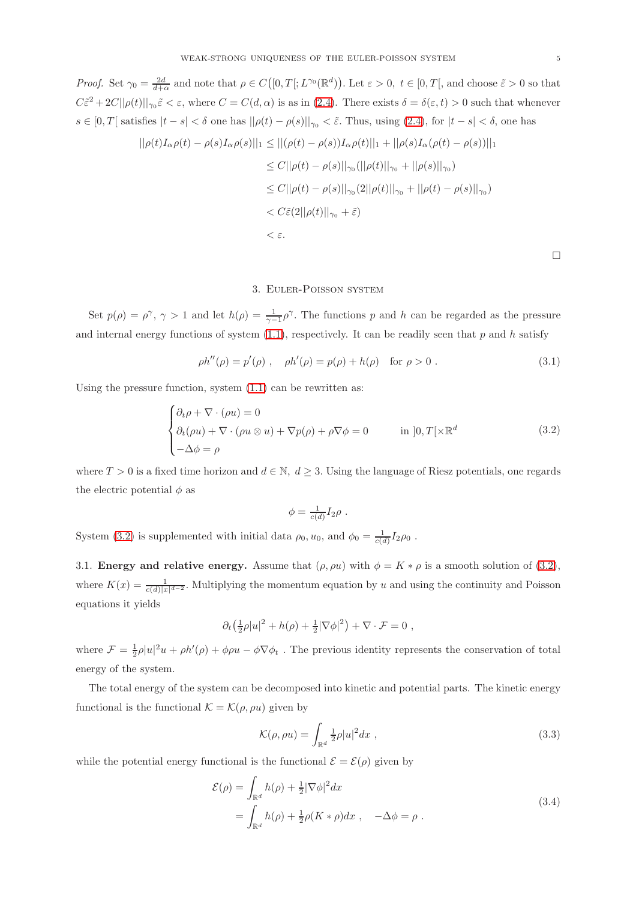*Proof.* Set $\gamma_0 = \frac{2d}{d+\alpha}$ and note that $\rho \in C\big([0,T[; L^{\gamma_0}(\mathbb{R}^d)\big)$. Let $\varepsilon > 0$, $t \in [0,T[$, and choose $\tilde{\varepsilon} > 0$ so that $C\tilde{\varepsilon}^2 + 2C||\rho(t)||_{\gamma_0}\tilde{\varepsilon} < \varepsilon$, where $C = C(d,\alpha)$ is as in (2.4). There exists $\delta = \delta(\varepsilon, t) > 0$ such that whenever $s \in [0,T[$ satisfies $|t-s| < \delta$ one has $||\rho(t) - \rho(s)||_{\gamma_0} < \tilde{\varepsilon}$. Thus, using (2.4), for $|t-s| < \delta$, one has

$$
\begin{aligned}
||\rho(t) I_\alpha \rho(t) - \rho(s) I_\alpha \rho(s)||_1 &\leq ||(\rho(t) - \rho(s)) I_\alpha \rho(t)||_1 + ||\rho(s) I_\alpha(\rho(t) - \rho(s))||_1 \\
&\leq C||\rho(t) - \rho(s)||_{\gamma_0}(||\rho(t)||_{\gamma_0} + ||\rho(s)||_{\gamma_0}) \\
&\leq C||\rho(t) - \rho(s)||_{\gamma_0}(2||\rho(t)||_{\gamma_0} + ||\rho(t) - \rho(s)||_{\gamma_0}) \\
&< C\tilde{\varepsilon}(2||\rho(t)||_{\gamma_0} + \tilde{\varepsilon}) \\
&< \varepsilon.
\end{aligned}
$$

□

## 3. Euler-Poisson system

Set $p(\rho) = \rho^\gamma$, $\gamma > 1$ and let $h(\rho) = \frac{1}{\gamma-1}\rho^\gamma$. The functions $p$ and $h$ can be regarded as the pressure and internal energy functions of system (1.1), respectively. It can be readily seen that $p$ and $h$ satisfy

$$
\rho h''(\rho) = p'(\rho) \ , \quad \rho h'(\rho) = p(\rho) + h(\rho) \quad \text{for } \rho > 0 \ . \tag{3.1}
$$

Using the pressure function, system (1.1) can be rewritten as:

$$
\begin{cases}
\partial_t \rho + \nabla \cdot (\rho u) = 0 \\
\partial_t(\rho u) + \nabla \cdot (\rho u \otimes u) + \nabla p(\rho) + \rho \nabla \phi = 0 \qquad \text{in } ]0,T[\times \mathbb{R}^d \\
-\Delta \phi = \rho
\end{cases} \tag{3.2}
$$

where $T > 0$ is a fixed time horizon and $d \in \mathbb{N}$, $d \geq 3$. Using the language of Riesz potentials, one regards the electric potential $\phi$ as

$$
\phi = \tfrac{1}{c(d)} I_2 \rho \ .
$$

System (3.2) is supplemented with initial data $\rho_0, u_0$, and $\phi_0 = \frac{1}{c(d)} I_2 \rho_0$ .

3.1. **Energy and relative energy.** Assume that $(\rho, \rho u)$ with $\phi = K * \rho$ is a smooth solution of (3.2), where $K(x) = \frac{1}{c(d)|x|^{d-2}}$. Multiplying the momentum equation by $u$ and using the continuity and Poisson equations it yields

$$
\partial_t\big(\tfrac{1}{2}\rho|u|^2 + h(\rho) + \tfrac{1}{2}|\nabla\phi|^2\big) + \nabla \cdot \mathcal{F} = 0 \ ,
$$

where $\mathcal{F} = \frac{1}{2}\rho|u|^2 u + \rho h'(\rho) + \phi\rho u - \phi\nabla\phi_t$ . The previous identity represents the conservation of total energy of the system.

The total energy of the system can be decomposed into kinetic and potential parts. The kinetic energy functional is the functional $\mathcal{K} = \mathcal{K}(\rho, \rho u)$ given by

$$
\mathcal{K}(\rho, \rho u) = \int_{\mathbb{R}^d} \tfrac{1}{2}\rho|u|^2 dx \ , \tag{3.3}
$$

while the potential energy functional is the functional $\mathcal{E} = \mathcal{E}(\rho)$ given by

$$
\begin{aligned}
\mathcal{E}(\rho) &= \int_{\mathbb{R}^d} h(\rho) + \tfrac{1}{2}|\nabla\phi|^2 dx \\
&= \int_{\mathbb{R}^d} h(\rho) + \tfrac{1}{2}\rho(K * \rho) dx \ , \quad -\Delta\phi = \rho \ .
\end{aligned} \tag{3.4}
$$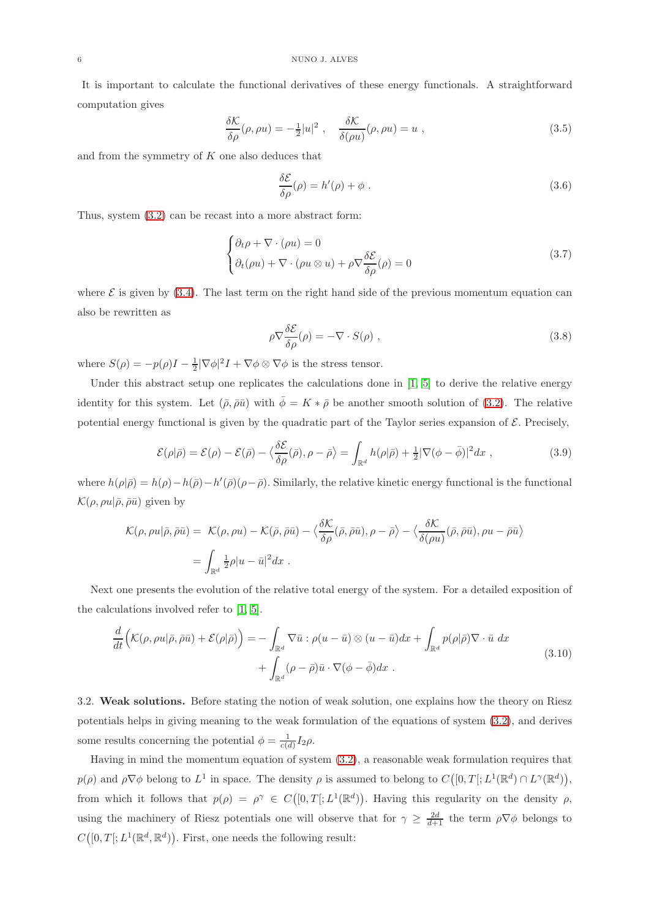It is important to calculate the functional derivatives of these energy functionals. A straightforward computation gives

$$\frac{\delta \mathcal{K}}{\delta \rho}(\rho, \rho u) = -\tfrac{1}{2}|u|^2 \ , \quad \frac{\delta \mathcal{K}}{\delta (\rho u)}(\rho, \rho u) = u \ , \tag{3.5}$$

and from the symmetry of $K$ one also deduces that

$$\frac{\delta \mathcal{E}}{\delta \rho}(\rho) = h'(\rho) + \phi \ . \tag{3.6}$$

Thus, system (3.2) can be recast into a more abstract form:

$$\begin{cases} \partial_t \rho + \nabla \cdot (\rho u) = 0 \\ \partial_t (\rho u) + \nabla \cdot (\rho u \otimes u) + \rho \nabla \dfrac{\delta \mathcal{E}}{\delta \rho}(\rho) = 0 \end{cases} \tag{3.7}$$

where $\mathcal{E}$ is given by (3.4). The last term on the right hand side of the previous momentum equation can also be rewritten as

$$\rho \nabla \frac{\delta \mathcal{E}}{\delta \rho}(\rho) = -\nabla \cdot S(\rho) \ , \tag{3.8}$$

where $S(\rho) = -p(\rho) I - \frac{1}{2}|\nabla \phi|^2 I + \nabla \phi \otimes \nabla \phi$ is the stress tensor.

Under this abstract setup one replicates the calculations done in [1, 5] to derive the relative energy identity for this system. Let $(\bar{\rho}, \bar{\rho}\bar{u})$ with $\bar{\phi} = K * \bar{\rho}$ be another smooth solution of (3.2). The relative potential energy functional is given by the quadratic part of the Taylor series expansion of $\mathcal{E}$. Precisely,

$$\mathcal{E}(\rho|\bar{\rho}) = \mathcal{E}(\rho) - \mathcal{E}(\bar{\rho}) - \Big\langle \frac{\delta \mathcal{E}}{\delta \rho}(\bar{\rho}), \rho - \bar{\rho} \Big\rangle = \int_{\mathbb{R}^d} h(\rho|\bar{\rho}) + \tfrac{1}{2}|\nabla(\phi - \bar{\phi})|^2 dx \ , \tag{3.9}$$

where $h(\rho|\bar{\rho}) = h(\rho) - h(\bar{\rho}) - h'(\bar{\rho})(\rho - \bar{\rho})$. Similarly, the relative kinetic energy functional is the functional $\mathcal{K}(\rho, \rho u|\bar{\rho}, \bar{\rho}\bar{u})$ given by

$$\begin{aligned} \mathcal{K}(\rho, \rho u|\bar{\rho}, \bar{\rho}\bar{u}) = \ & \mathcal{K}(\rho, \rho u) - \mathcal{K}(\bar{\rho}, \bar{\rho}\bar{u}) - \Big\langle \frac{\delta \mathcal{K}}{\delta \rho}(\bar{\rho}, \bar{\rho}\bar{u}), \rho - \bar{\rho} \Big\rangle - \Big\langle \frac{\delta \mathcal{K}}{\delta (\rho u)}(\bar{\rho}, \bar{\rho}\bar{u}), \rho u - \bar{\rho}\bar{u} \Big\rangle \\ = & \int_{\mathbb{R}^d} \tfrac{1}{2}\rho|u - \bar{u}|^2 dx \ . \end{aligned}$$

Next one presents the evolution of the relative total energy of the system. For a detailed exposition of the calculations involved refer to [1, 5].

$$\begin{aligned} \frac{d}{dt}\Big(\mathcal{K}(\rho, \rho u|\bar{\rho}, \bar{\rho}\bar{u}) + \mathcal{E}(\rho|\bar{\rho})\Big) = & -\int_{\mathbb{R}^d} \nabla \bar{u} : \rho(u - \bar{u}) \otimes (u - \bar{u}) dx + \int_{\mathbb{R}^d} p(\rho|\bar{\rho}) \nabla \cdot \bar{u} \ dx \\ & + \int_{\mathbb{R}^d} (\rho - \bar{\rho})\bar{u} \cdot \nabla(\phi - \bar{\phi}) dx \ . \end{aligned} \tag{3.10}$$

3.2. **Weak solutions.** Before stating the notion of weak solution, one explains how the theory on Riesz potentials helps in giving meaning to the weak formulation of the equations of system (3.2), and derives some results concerning the potential $\phi = \frac{1}{c(d)} I_2 \rho$.

Having in mind the momentum equation of system (3.2), a reasonable weak formulation requires that $p(\rho)$ and $\rho \nabla \phi$ belong to $L^1$ in space. The density $\rho$ is assumed to belong to $C\big([0, T[; L^1(\mathbb{R}^d) \cap L^\gamma(\mathbb{R}^d)\big)$, from which it follows that $p(\rho) = \rho^\gamma \in C\big([0, T[; L^1(\mathbb{R}^d)\big)$. Having this regularity on the density $\rho$, using the machinery of Riesz potentials one will observe that for $\gamma \geq \frac{2d}{d+1}$ the term $\rho \nabla \phi$ belongs to $C\big([0, T[; L^1(\mathbb{R}^d, \mathbb{R}^d)\big)$. First, one needs the following result: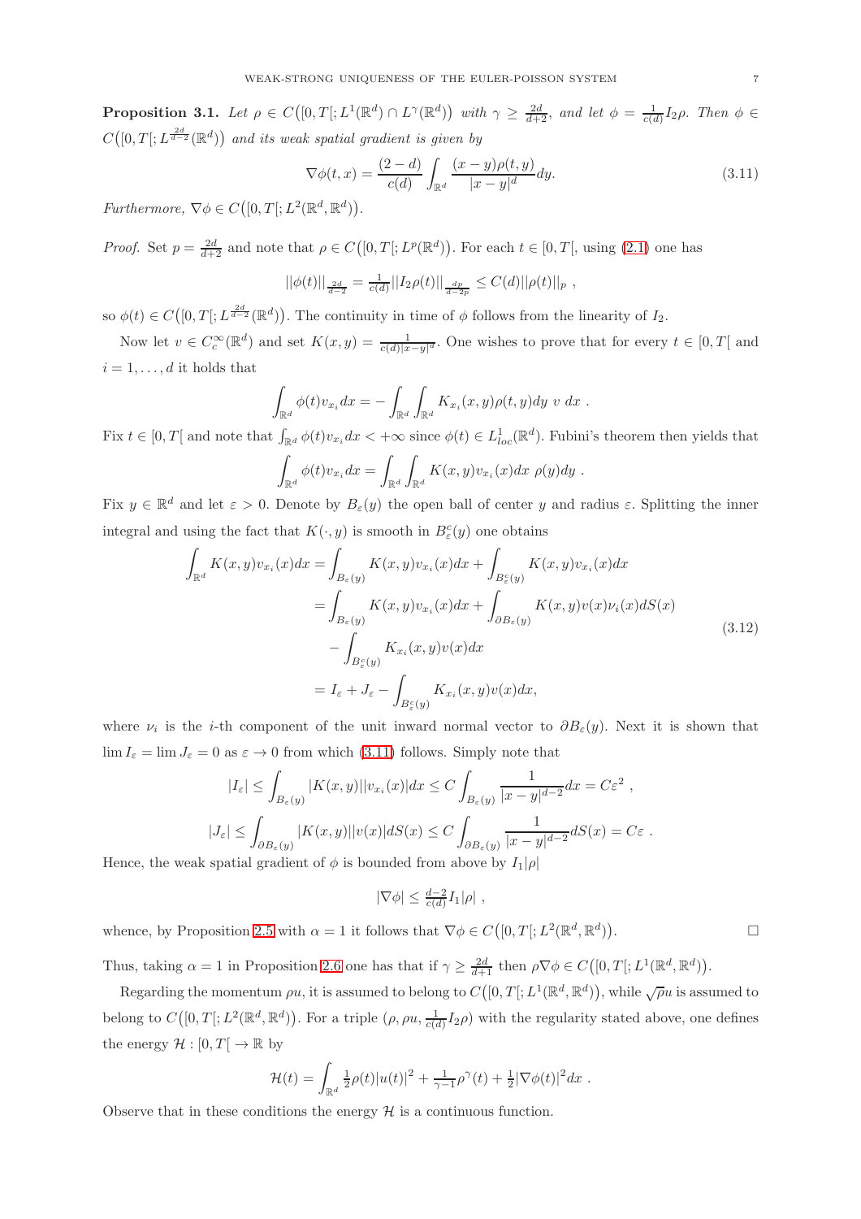**Proposition 3.1.** *Let $\rho \in C\big([0,T[; L^1(\mathbb{R}^d) \cap L^\gamma(\mathbb{R}^d)\big)$ with $\gamma \geq \frac{2d}{d+2}$, and let $\phi = \frac{1}{c(d)} I_2 \rho$. Then $\phi \in C\big([0,T[; L^{\frac{2d}{d-2}}(\mathbb{R}^d)\big)$ and its weak spatial gradient is given by*

$$\nabla\phi(t,x) = \frac{(2-d)}{c(d)} \int_{\mathbb{R}^d} \frac{(x-y)\rho(t,y)}{|x-y|^d} dy. \tag{3.11}$$

*Furthermore, $\nabla\phi \in C\big([0,T[; L^2(\mathbb{R}^d, \mathbb{R}^d)\big)$.*

*Proof.* Set $p = \frac{2d}{d+2}$ and note that $\rho \in C\big([0,T[; L^p(\mathbb{R}^d)\big)$. For each $t \in [0,T[$, using (2.1) one has

$$||\phi(t)||_{\frac{2d}{d-2}} = \tfrac{1}{c(d)} ||I_2\rho(t)||_{\frac{dp}{d-2p}} \leq C(d) ||\rho(t)||_p \ ,$$

so $\phi(t) \in C\big([0,T[; L^{\frac{2d}{d-2}}(\mathbb{R}^d)\big)$. The continuity in time of $\phi$ follows from the linearity of $I_2$.

Now let $v \in C_c^\infty(\mathbb{R}^d)$ and set $K(x,y) = \frac{1}{c(d)|x-y|^d}$. One wishes to prove that for every $t \in [0,T[$ and $i = 1, \ldots, d$ it holds that

$$\int_{\mathbb{R}^d} \phi(t) v_{x_i} dx = -\int_{\mathbb{R}^d} \int_{\mathbb{R}^d} K_{x_i}(x,y)\rho(t,y) dy \ v \ dx \ .$$

Fix $t \in [0,T[$ and note that $\int_{\mathbb{R}^d} \phi(t) v_{x_i} dx < +\infty$ since $\phi(t) \in L^1_{loc}(\mathbb{R}^d)$. Fubini's theorem then yields that

$$\int_{\mathbb{R}^d} \phi(t) v_{x_i} dx = \int_{\mathbb{R}^d} \int_{\mathbb{R}^d} K(x,y) v_{x_i}(x) dx \ \rho(y) dy \ .$$

Fix $y \in \mathbb{R}^d$ and let $\varepsilon > 0$. Denote by $B_\varepsilon(y)$ the open ball of center $y$ and radius $\varepsilon$. Splitting the inner integral and using the fact that $K(\cdot, y)$ is smooth in $B^c_\varepsilon(y)$ one obtains

$$\begin{aligned}
\int_{\mathbb{R}^d} K(x,y) v_{x_i}(x) dx &= \int_{B_\varepsilon(y)} K(x,y) v_{x_i}(x) dx + \int_{B^c_\varepsilon(y)} K(x,y) v_{x_i}(x) dx \\
&= \int_{B_\varepsilon(y)} K(x,y) v_{x_i}(x) dx + \int_{\partial B_\varepsilon(y)} K(x,y) v(x) \nu_i(x) dS(x) \\
&\quad - \int_{B^c_\varepsilon(y)} K_{x_i}(x,y) v(x) dx \\
&= I_\varepsilon + J_\varepsilon - \int_{B^c_\varepsilon(y)} K_{x_i}(x,y) v(x) dx,
\end{aligned} \tag{3.12}$$

where $\nu_i$ is the $i$-th component of the unit inward normal vector to $\partial B_\varepsilon(y)$. Next it is shown that $\lim I_\varepsilon = \lim J_\varepsilon = 0$ as $\varepsilon \to 0$ from which (3.11) follows. Simply note that

$$|I_\varepsilon| \leq \int_{B_\varepsilon(y)} |K(x,y)||v_{x_i}(x)| dx \leq C \int_{B_\varepsilon(y)} \frac{1}{|x-y|^{d-2}} dx = C\varepsilon^2 \ ,$$

$$|J_\varepsilon| \leq \int_{\partial B_\varepsilon(y)} |K(x,y)||v(x)| dS(x) \leq C \int_{\partial B_\varepsilon(y)} \frac{1}{|x-y|^{d-2}} dS(x) = C\varepsilon \ .$$

Hence, the weak spatial gradient of $\phi$ is bounded from above by $I_1|\rho|$

$$|\nabla\phi| \leq \tfrac{d-2}{c(d)} I_1|\rho| \ ,$$

whence, by Proposition 2.5 with $\alpha = 1$ it follows that $\nabla\phi \in C\big([0,T[; L^2(\mathbb{R}^d, \mathbb{R}^d)\big)$. $\square$

Thus, taking $\alpha = 1$ in Proposition 2.6 one has that if $\gamma \geq \frac{2d}{d+1}$ then $\rho\nabla\phi \in C\big([0,T[; L^1(\mathbb{R}^d, \mathbb{R}^d)\big)$.

Regarding the momentum $\rho u$, it is assumed to belong to $C\big([0,T[; L^1(\mathbb{R}^d, \mathbb{R}^d)\big)$, while $\sqrt{\rho}u$ is assumed to belong to $C\big([0,T[; L^2(\mathbb{R}^d, \mathbb{R}^d)\big)$. For a triple $(\rho, \rho u, \frac{1}{c(d)} I_2\rho)$ with the regularity stated above, one defines the energy $\mathcal{H} : [0,T[ \to \mathbb{R}$ by

$$\mathcal{H}(t) = \int_{\mathbb{R}^d} \tfrac{1}{2}\rho(t)|u(t)|^2 + \tfrac{1}{\gamma-1}\rho^\gamma(t) + \tfrac{1}{2}|\nabla\phi(t)|^2 dx \ .$$

Observe that in these conditions the energy $\mathcal{H}$ is a continuous function.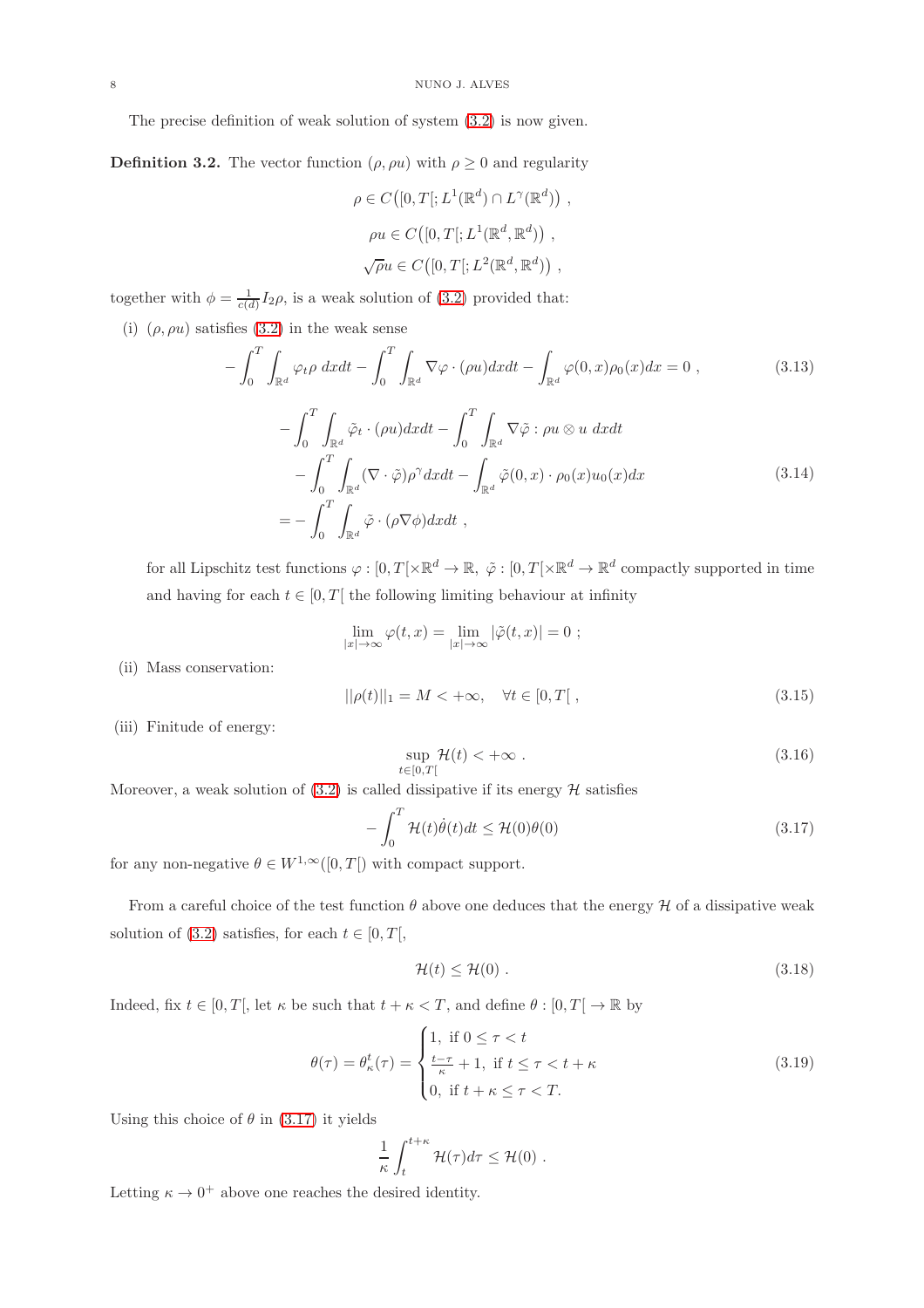The precise definition of weak solution of system (3.2) is now given.

**Definition 3.2.** The vector function $(\rho, \rho u)$ with $\rho \geq 0$ and regularity

$$
\rho \in C\big([0,T[; L^1(\mathbb{R}^d) \cap L^\gamma(\mathbb{R}^d)\big) \ ,
$$

$$
\rho u \in C\big([0,T[; L^1(\mathbb{R}^d, \mathbb{R}^d)\big) \ ,
$$

$$
\sqrt{\rho} u \in C\big([0,T[; L^2(\mathbb{R}^d, \mathbb{R}^d)\big) \ ,
$$

together with $\phi = \frac{1}{c(d)} I_2 \rho$, is a weak solution of (3.2) provided that:

(i) $(\rho, \rho u)$ satisfies (3.2) in the weak sense

$$
-\int_0^T \int_{\mathbb{R}^d} \varphi_t \rho \, dx dt - \int_0^T \int_{\mathbb{R}^d} \nabla \varphi \cdot (\rho u) dx dt - \int_{\mathbb{R}^d} \varphi(0,x) \rho_0(x) dx = 0 \ , \tag{3.13}
$$

$$
\begin{aligned}
&-\int_0^T \int_{\mathbb{R}^d} \tilde{\varphi}_t \cdot (\rho u) dx dt - \int_0^T \int_{\mathbb{R}^d} \nabla \tilde{\varphi} : \rho u \otimes u \, dx dt \\
&\quad - \int_0^T \int_{\mathbb{R}^d} (\nabla \cdot \tilde{\varphi}) \rho^\gamma dx dt - \int_{\mathbb{R}^d} \tilde{\varphi}(0,x) \cdot \rho_0(x) u_0(x) dx \\
&= - \int_0^T \int_{\mathbb{R}^d} \tilde{\varphi} \cdot (\rho \nabla \phi) dx dt \ ,
\end{aligned} \tag{3.14}
$$

for all Lipschitz test functions $\varphi : [0,T[ \times \mathbb{R}^d \to \mathbb{R}, \ \tilde{\varphi} : [0,T[ \times \mathbb{R}^d \to \mathbb{R}^d$ compactly supported in time and having for each $t \in [0,T[$ the following limiting behaviour at infinity

$$
\lim_{|x| \to \infty} \varphi(t,x) = \lim_{|x| \to \infty} |\tilde{\varphi}(t,x)| = 0 \ ;
$$

(ii) Mass conservation:

$$
||\rho(t)||_1 = M < +\infty, \quad \forall t \in [0,T[ \ , \tag{3.15}
$$

(iii) Finitude of energy:

$$
\sup_{t \in [0,T[} \mathcal{H}(t) < +\infty \ . \tag{3.16}
$$

Moreover, a weak solution of (3.2) is called dissipative if its energy $\mathcal{H}$ satisfies

$$
-\int_0^T \mathcal{H}(t) \dot{\theta}(t) dt \leq \mathcal{H}(0) \theta(0) \tag{3.17}
$$

for any non-negative $\theta \in W^{1,\infty}([0,T[)$ with compact support.

From a careful choice of the test function $\theta$ above one deduces that the energy $\mathcal{H}$ of a dissipative weak solution of (3.2) satisfies, for each $t \in [0,T[$,

$$
\mathcal{H}(t) \leq \mathcal{H}(0) \ . \tag{3.18}
$$

Indeed, fix $t \in [0,T[$, let $\kappa$ be such that $t + \kappa < T$, and define $\theta : [0,T[ \to \mathbb{R}$ by

$$
\theta(\tau) = \theta_\kappa^t(\tau) = \begin{cases} 1, \ \text{if } 0 \leq \tau < t \\ \frac{t - \tau}{\kappa} + 1, \ \text{if } t \leq \tau < t + \kappa \\ 0, \ \text{if } t + \kappa \leq \tau < T. \end{cases} \tag{3.19}
$$

Using this choice of $\theta$ in (3.17) it yields

$$
\frac{1}{\kappa} \int_t^{t+\kappa} \mathcal{H}(\tau) d\tau \leq \mathcal{H}(0) \ .
$$

Letting $\kappa \to 0^+$ above one reaches the desired identity.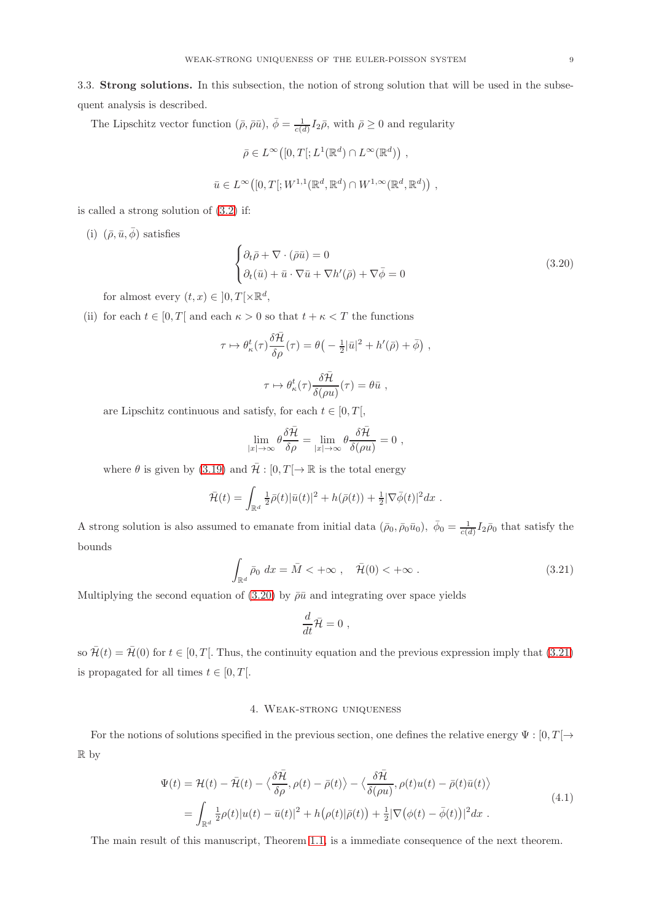3.3. **Strong solutions.** In this subsection, the notion of strong solution that will be used in the subsequent analysis is described.

The Lipschitz vector function $(\bar\rho, \bar\rho\bar u)$, $\bar\phi = \frac{1}{c(d)} I_2 \bar\rho$, with $\bar\rho \geq 0$ and regularity

$$\bar\rho \in L^\infty\big([0,T[; L^1(\mathbb{R}^d) \cap L^\infty(\mathbb{R}^d)\big) ,$$

$$\bar u \in L^\infty\big([0,T[; W^{1,1}(\mathbb{R}^d,\mathbb{R}^d) \cap W^{1,\infty}(\mathbb{R}^d,\mathbb{R}^d)\big) ,$$

is called a strong solution of (3.2) if:

(i) $(\bar\rho, \bar u, \bar\phi)$ satisfies

$$\begin{cases} \partial_t \bar\rho + \nabla\cdot(\bar\rho \bar u) = 0 \\ \partial_t(\bar u) + \bar u \cdot \nabla \bar u + \nabla h'(\bar\rho) + \nabla\bar\phi = 0 \end{cases} \tag{3.20}$$

for almost every $(t,x) \in ]0,T[\times\mathbb{R}^d$,

(ii) for each $t \in [0,T[$ and each $\kappa > 0$ so that $t+\kappa < T$ the functions

$$\tau \mapsto \theta^t_\kappa(\tau)\frac{\delta\bar{\mathcal{H}}}{\delta\rho}(\tau) = \theta\big(-\tfrac12|\bar u|^2 + h'(\bar\rho) + \bar\phi\big) ,$$

$$\tau \mapsto \theta^t_\kappa(\tau)\frac{\delta\bar{\mathcal{H}}}{\delta(\rho u)}(\tau) = \theta\bar u ,$$

are Lipschitz continuous and satisfy, for each $t \in [0,T[$,

$$\lim_{|x|\to\infty} \theta\frac{\delta\bar{\mathcal{H}}}{\delta\rho} = \lim_{|x|\to\infty} \theta\frac{\delta\bar{\mathcal{H}}}{\delta(\rho u)} = 0 ,$$

where $\theta$ is given by (3.19) and $\bar{\mathcal{H}} : [0,T[\to\mathbb{R}$ is the total energy

$$\bar{\mathcal{H}}(t) = \int_{\mathbb{R}^d} \tfrac12\bar\rho(t)|\bar u(t)|^2 + h(\bar\rho(t)) + \tfrac12|\nabla\bar\phi(t)|^2 dx .$$

A strong solution is also assumed to emanate from initial data $(\bar\rho_0, \bar\rho_0\bar u_0)$, $\bar\phi_0 = \frac{1}{c(d)} I_2\bar\rho_0$ that satisfy the bounds

$$\int_{\mathbb{R}^d} \bar\rho_0 \; dx = \bar M < +\infty , \quad \bar{\mathcal{H}}(0) < +\infty . \tag{3.21}$$

Multiplying the second equation of (3.20) by $\bar\rho\bar u$ and integrating over space yields

$$\frac{d}{dt}\bar{\mathcal{H}} = 0 ,$$

so $\bar{\mathcal{H}}(t) = \bar{\mathcal{H}}(0)$ for $t \in [0,T[$. Thus, the continuity equation and the previous expression imply that (3.21) is propagated for all times $t \in [0,T[$.

## 4. Weak-strong uniqueness

For the notions of solutions specified in the previous section, one defines the relative energy $\Psi : [0,T[\to \mathbb{R}$ by

$$\begin{aligned} \Psi(t) &= \mathcal{H}(t) - \bar{\mathcal{H}}(t) - \Big\langle \frac{\delta\bar{\mathcal{H}}}{\delta\rho}, \rho(t) - \bar\rho(t)\Big\rangle - \Big\langle \frac{\delta\bar{\mathcal{H}}}{\delta(\rho u)}, \rho(t)u(t) - \bar\rho(t)\bar u(t)\Big\rangle \\ &= \int_{\mathbb{R}^d} \tfrac12\rho(t)|u(t) - \bar u(t)|^2 + h\big(\rho(t)|\bar\rho(t)\big) + \tfrac12|\nabla\big(\phi(t) - \bar\phi(t)\big)|^2 dx . \end{aligned} \tag{4.1}$$

The main result of this manuscript, Theorem 1.1, is a immediate consequence of the next theorem.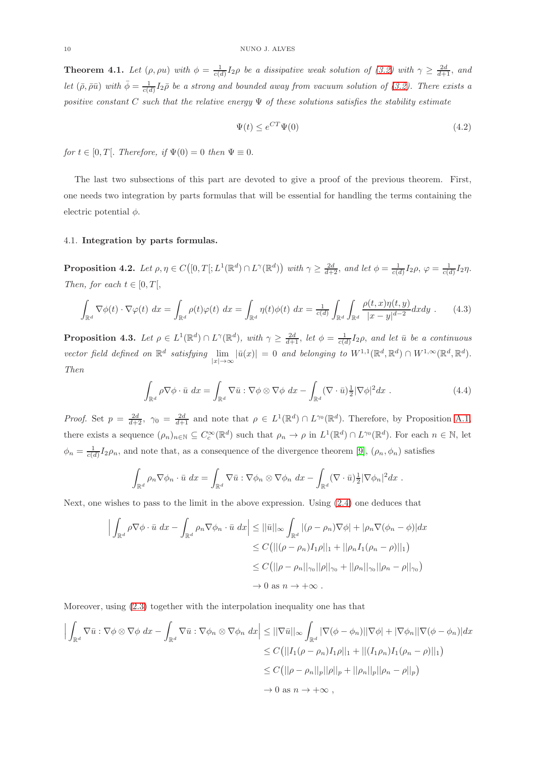**Theorem 4.1.** *Let $(\rho, \rho u)$ with $\phi = \frac{1}{c(d)} I_2 \rho$ be a dissipative weak solution of (3.2) with $\gamma \geq \frac{2d}{d+1}$, and let $(\bar\rho, \bar\rho \bar u)$ with $\bar\phi = \frac{1}{c(d)} I_2 \bar\rho$ be a strong and bounded away from vacuum solution of (3.2). There exists a positive constant $C$ such that the relative energy $\Psi$ of these solutions satisfies the stability estimate*

$$
\Psi(t) \leq e^{CT} \Psi(0) \tag{4.2}
$$

*for $t \in [0, T[$. Therefore, if $\Psi(0) = 0$ then $\Psi \equiv 0$.*

The last two subsections of this part are devoted to give a proof of the previous theorem. First, one needs two integration by parts formulas that will be essential for handling the terms containing the electric potential $\phi$.

### 4.1. Integration by parts formulas.

**Proposition 4.2.** *Let $\rho, \eta \in C\big([0,T[; L^1(\mathbb{R}^d) \cap L^\gamma(\mathbb{R}^d)\big)$ with $\gamma \geq \frac{2d}{d+2}$, and let $\phi = \frac{1}{c(d)} I_2 \rho$, $\varphi = \frac{1}{c(d)} I_2 \eta$. Then, for each $t \in [0,T[$,*

$$
\int_{\mathbb{R}^d} \nabla\phi(t) \cdot \nabla\varphi(t)\ dx = \int_{\mathbb{R}^d} \rho(t)\varphi(t)\ dx = \int_{\mathbb{R}^d} \eta(t)\phi(t)\ dx = \tfrac{1}{c(d)} \int_{\mathbb{R}^d}\int_{\mathbb{R}^d} \frac{\rho(t,x)\eta(t,y)}{|x-y|^{d-2}} dxdy\ . \tag{4.3}
$$

**Proposition 4.3.** *Let $\rho \in L^1(\mathbb{R}^d) \cap L^\gamma(\mathbb{R}^d)$, with $\gamma \geq \frac{2d}{d+1}$, let $\phi = \frac{1}{c(d)} I_2 \rho$, and let $\bar u$ be a continuous vector field defined on $\mathbb{R}^d$ satisfying $\lim_{|x|\to\infty} |\bar u(x)| = 0$ and belonging to $W^{1,1}(\mathbb{R}^d, \mathbb{R}^d) \cap W^{1,\infty}(\mathbb{R}^d, \mathbb{R}^d)$. Then*

$$
\int_{\mathbb{R}^d} \rho \nabla\phi \cdot \bar u\ dx = \int_{\mathbb{R}^d} \nabla \bar u : \nabla\phi \otimes \nabla\phi\ dx - \int_{\mathbb{R}^d} (\nabla\cdot\bar u)\tfrac{1}{2}|\nabla\phi|^2 dx\ . \tag{4.4}
$$

*Proof.* Set $p = \frac{2d}{d+2}$, $\gamma_0 = \frac{2d}{d+1}$ and note that $\rho \in L^1(\mathbb{R}^d) \cap L^{\gamma_0}(\mathbb{R}^d)$. Therefore, by Proposition A.1, there exists a sequence $(\rho_n)_{n\in\mathbb{N}} \subseteq C_c^\infty(\mathbb{R}^d)$ such that $\rho_n \to \rho$ in $L^1(\mathbb{R}^d) \cap L^{\gamma_0}(\mathbb{R}^d)$. For each $n \in \mathbb{N}$, let $\phi_n = \frac{1}{c(d)} I_2 \rho_n$, and note that, as a consequence of the divergence theorem [9], $(\rho_n, \phi_n)$ satisfies

$$
\int_{\mathbb{R}^d} \rho_n \nabla\phi_n \cdot \bar u\ dx = \int_{\mathbb{R}^d} \nabla\bar u : \nabla\phi_n \otimes \nabla\phi_n\ dx - \int_{\mathbb{R}^d} (\nabla\cdot\bar u)\tfrac{1}{2}|\nabla\phi_n|^2 dx\ .
$$

Next, one wishes to pass to the limit in the above expression. Using (2.4) one deduces that

$$
\begin{aligned}
\Big| \int_{\mathbb{R}^d} \rho\nabla\phi\cdot\bar u\ dx - \int_{\mathbb{R}^d} \rho_n \nabla\phi_n \cdot \bar u\ dx \Big| &\leq ||\bar u||_\infty \int_{\mathbb{R}^d} |(\rho - \rho_n)\nabla\phi| + |\rho_n \nabla(\phi_n - \phi)| dx \\
&\leq C\big(||(\rho-\rho_n)I_1\rho||_1 + ||\rho_n I_1(\rho_n - \rho)||_1\big) \\
&\leq C\big(||\rho-\rho_n||_{\gamma_0}||\rho||_{\gamma_0} + ||\rho_n||_{\gamma_0}||\rho_n - \rho||_{\gamma_0}\big) \\
&\to 0 \text{ as } n \to +\infty\ .
\end{aligned}
$$

Moreover, using (2.3) together with the interpolation inequality one has that

$$
\begin{aligned}
\Big| \int_{\mathbb{R}^d} \nabla\bar u : \nabla\phi\otimes\nabla\phi\ dx - \int_{\mathbb{R}^d} \nabla\bar u : \nabla\phi_n \otimes \nabla\phi_n\ dx \Big| &\leq ||\nabla\bar u||_\infty \int_{\mathbb{R}^d} |\nabla(\phi - \phi_n)||\nabla\phi| + |\nabla\phi_n||\nabla(\phi-\phi_n)| dx \\
&\leq C\big(||I_1(\rho-\rho_n)I_1\rho||_1 + ||(I_1\rho_n)I_1(\rho_n - \rho)||_1\big) \\
&\leq C\big(||\rho-\rho_n||_p||\rho||_p + ||\rho_n||_p||\rho_n - \rho||_p\big) \\
&\to 0 \text{ as } n \to +\infty\ ,
\end{aligned}
$$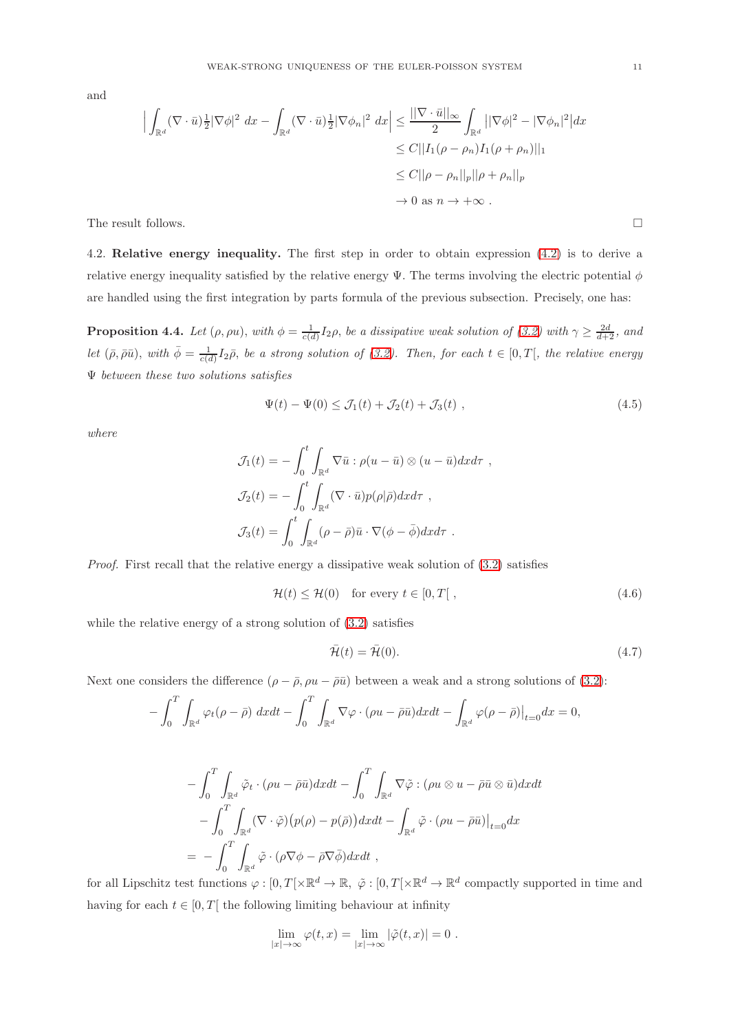and

$$
\begin{aligned}
\Big| \int_{\mathbb{R}^d} (\nabla \cdot \bar{u}) \tfrac{1}{2} |\nabla \phi|^2 \; dx - \int_{\mathbb{R}^d} (\nabla \cdot \bar{u}) \tfrac{1}{2} |\nabla \phi_n|^2 \; dx \Big| &\leq \frac{||\nabla \cdot \bar{u}||_\infty}{2} \int_{\mathbb{R}^d} \big| |\nabla \phi|^2 - |\nabla \phi_n|^2 \big| dx \\
&\leq C ||I_1(\rho - \rho_n) I_1(\rho + \rho_n)||_1 \\
&\leq C ||\rho - \rho_n||_p ||\rho + \rho_n||_p \\
&\to 0 \text{ as } n \to +\infty \; .
\end{aligned}
$$

The result follows. □

4.2. **Relative energy inequality.** The first step in order to obtain expression (4.2) is to derive a relative energy inequality satisfied by the relative energy $\Psi$. The terms involving the electric potential $\phi$ are handled using the first integration by parts formula of the previous subsection. Precisely, one has:

**Proposition 4.4.** *Let $(\rho, \rho u)$, with $\phi = \frac{1}{c(d)} I_2 \rho$, be a dissipative weak solution of (3.2) with $\gamma \geq \frac{2d}{d+2}$, and let $(\bar{\rho}, \bar{\rho}\bar{u})$, with $\bar{\phi} = \frac{1}{c(d)} I_2 \bar{\rho}$, be a strong solution of (3.2). Then, for each $t \in [0, T[$, the relative energy $\Psi$ between these two solutions satisfies*

$$
\Psi(t) - \Psi(0) \leq \mathcal{J}_1(t) + \mathcal{J}_2(t) + \mathcal{J}_3(t) \; , \tag{4.5}
$$

*where*

$$
\begin{aligned}
\mathcal{J}_1(t) &= - \int_0^t \int_{\mathbb{R}^d} \nabla \bar{u} : \rho (u - \bar{u}) \otimes (u - \bar{u}) dx d\tau \; , \\
\mathcal{J}_2(t) &= - \int_0^t \int_{\mathbb{R}^d} (\nabla \cdot \bar{u}) p(\rho | \bar{\rho}) dx d\tau \; , \\
\mathcal{J}_3(t) &= \int_0^t \int_{\mathbb{R}^d} (\rho - \bar{\rho}) \bar{u} \cdot \nabla (\phi - \bar{\phi}) dx d\tau \; .
\end{aligned}
$$

*Proof.* First recall that the relative energy a dissipative weak solution of (3.2) satisfies

$$
\mathcal{H}(t) \leq \mathcal{H}(0) \quad \text{for every } t \in [0, T[ \; , \tag{4.6}
$$

while the relative energy of a strong solution of (3.2) satisfies

$$
\bar{\mathcal{H}}(t) = \bar{\mathcal{H}}(0). \tag{4.7}
$$

Next one considers the difference $(\rho - \bar{\rho}, \rho u - \bar{\rho}\bar{u})$ between a weak and a strong solutions of (3.2):

$$
- \int_0^T \int_{\mathbb{R}^d} \varphi_t (\rho - \bar{\rho}) \; dx dt - \int_0^T \int_{\mathbb{R}^d} \nabla \varphi \cdot (\rho u - \bar{\rho}\bar{u}) dx dt - \int_{\mathbb{R}^d} \varphi (\rho - \bar{\rho}) \big|_{t=0} dx = 0,
$$

$$
\begin{aligned}
&- \int_0^T \int_{\mathbb{R}^d} \tilde{\varphi}_t \cdot (\rho u - \bar{\rho}\bar{u}) dx dt - \int_0^T \int_{\mathbb{R}^d} \nabla \tilde{\varphi} : (\rho u \otimes u - \bar{\rho}\bar{u} \otimes \bar{u}) dx dt \\
&\quad - \int_0^T \int_{\mathbb{R}^d} (\nabla \cdot \tilde{\varphi}) \big( p(\rho) - p(\bar{\rho}) \big) dx dt - \int_{\mathbb{R}^d} \tilde{\varphi} \cdot (\rho u - \bar{\rho}\bar{u}) \big|_{t=0} dx \\
&= \; - \int_0^T \int_{\mathbb{R}^d} \tilde{\varphi} \cdot (\rho \nabla \phi - \bar{\rho} \nabla \bar{\phi}) dx dt \; ,
\end{aligned}
$$

for all Lipschitz test functions $\varphi : [0, T[ \times \mathbb{R}^d \to \mathbb{R}$, $\tilde{\varphi} : [0, T[ \times \mathbb{R}^d \to \mathbb{R}^d$ compactly supported in time and having for each $t \in [0, T[$ the following limiting behaviour at infinity

$$
\lim_{|x| \to \infty} \varphi(t, x) = \lim_{|x| \to \infty} |\tilde{\varphi}(t, x)| = 0 \; .
$$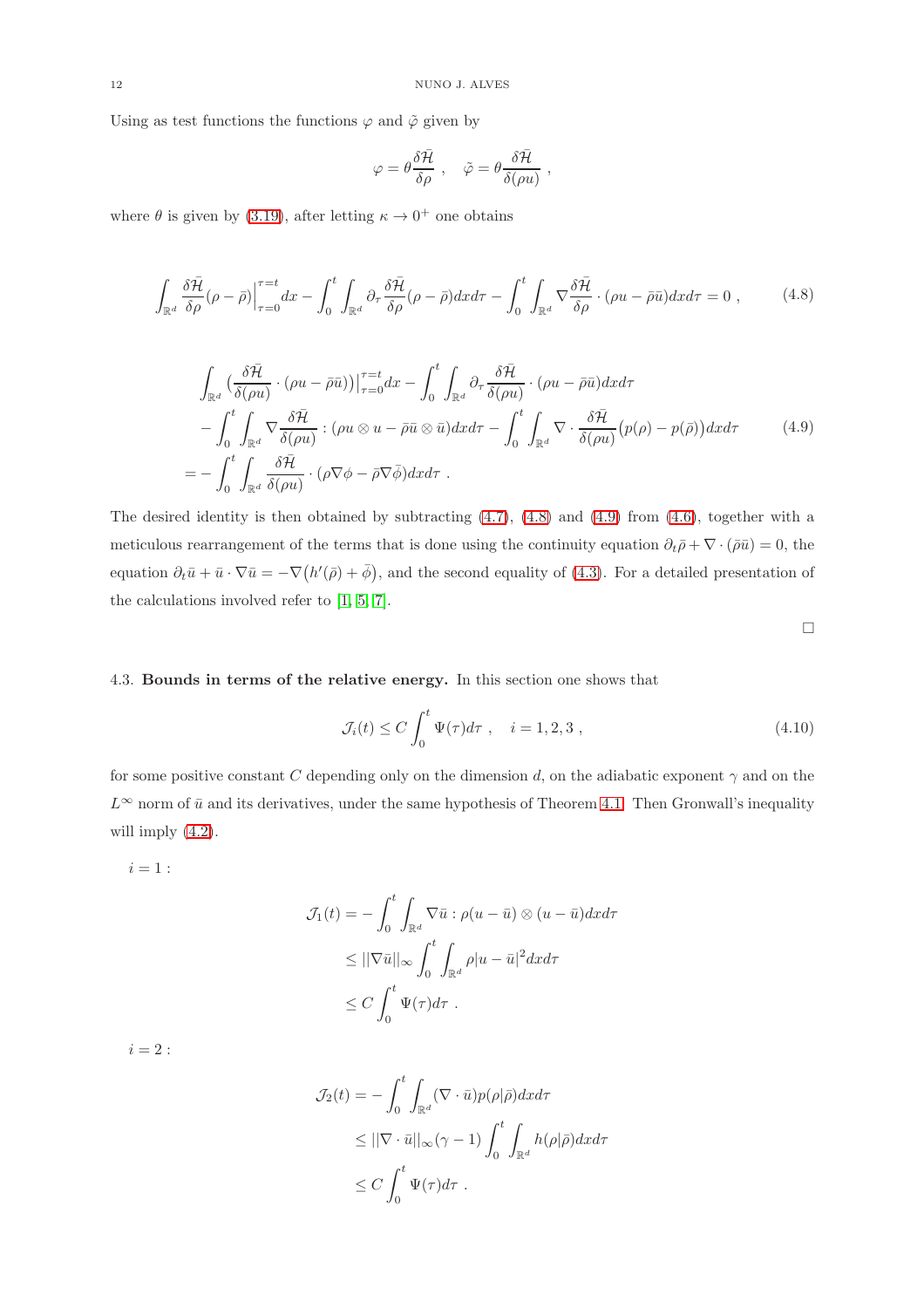Using as test functions the functions $\varphi$ and $\tilde{\varphi}$ given by

$$\varphi = \theta \frac{\delta \bar{\mathcal{H}}}{\delta \rho} \ , \quad \tilde{\varphi} = \theta \frac{\delta \bar{\mathcal{H}}}{\delta (\rho u)} \ ,$$

where $\theta$ is given by (3.19), after letting $\kappa \to 0^+$ one obtains

$$\int_{\mathbb{R}^d} \frac{\delta \bar{\mathcal{H}}}{\delta \rho}(\rho - \bar{\rho})\Big|_{\tau=0}^{\tau=t} dx - \int_0^t \int_{\mathbb{R}^d} \partial_\tau \frac{\delta \bar{\mathcal{H}}}{\delta \rho}(\rho - \bar{\rho}) dx d\tau - \int_0^t \int_{\mathbb{R}^d} \nabla \frac{\delta \bar{\mathcal{H}}}{\delta \rho} \cdot (\rho u - \bar{\rho} \bar{u}) dx d\tau = 0 \ , \tag{4.8}$$

$$\begin{aligned}
&\int_{\mathbb{R}^d} \big( \frac{\delta \bar{\mathcal{H}}}{\delta (\rho u)} \cdot (\rho u - \bar{\rho} \bar{u}) \big)\big|_{\tau=0}^{\tau=t} dx - \int_0^t \int_{\mathbb{R}^d} \partial_\tau \frac{\delta \bar{\mathcal{H}}}{\delta (\rho u)} \cdot (\rho u - \bar{\rho} \bar{u}) dx d\tau \\
&- \int_0^t \int_{\mathbb{R}^d} \nabla \frac{\delta \bar{\mathcal{H}}}{\delta (\rho u)} : (\rho u \otimes u - \bar{\rho} \bar{u} \otimes \bar{u}) dx d\tau - \int_0^t \int_{\mathbb{R}^d} \nabla \cdot \frac{\delta \bar{\mathcal{H}}}{\delta (\rho u)} \big( p(\rho) - p(\bar{\rho}) \big) dx d\tau \\
&= - \int_0^t \int_{\mathbb{R}^d} \frac{\delta \bar{\mathcal{H}}}{\delta (\rho u)} \cdot (\rho \nabla \phi - \bar{\rho} \nabla \bar{\phi}) dx d\tau \ .
\end{aligned} \tag{4.9}$$

The desired identity is then obtained by subtracting (4.7), (4.8) and (4.9) from (4.6), together with a meticulous rearrangement of the terms that is done using the continuity equation $\partial_t \bar{\rho} + \nabla \cdot (\bar{\rho} \bar{u}) = 0$, the equation $\partial_t \bar{u} + \bar{u} \cdot \nabla \bar{u} = -\nabla \big( h'(\bar{\rho}) + \bar{\phi} \big)$, and the second equality of (4.3). For a detailed presentation of the calculations involved refer to [1, 5, 7].

□

### 4.3. Bounds in terms of the relative energy.

In this section one shows that

$$\mathcal{J}_i(t) \leq C \int_0^t \Psi(\tau) d\tau \ , \quad i = 1, 2, 3 \ , \tag{4.10}$$

for some positive constant $C$ depending only on the dimension $d$, on the adiabatic exponent $\gamma$ and on the $L^\infty$ norm of $\bar{u}$ and its derivatives, under the same hypothesis of Theorem 4.1. Then Gronwall's inequality will imply (4.2).

$i = 1$ :

$$\begin{aligned}
\mathcal{J}_1(t) &= - \int_0^t \int_{\mathbb{R}^d} \nabla \bar{u} : \rho (u - \bar{u}) \otimes (u - \bar{u}) dx d\tau \\
&\leq ||\nabla \bar{u}||_\infty \int_0^t \int_{\mathbb{R}^d} \rho |u - \bar{u}|^2 dx d\tau \\
&\leq C \int_0^t \Psi(\tau) d\tau \ .
\end{aligned}$$

$i = 2$ :

$$\begin{aligned}
\mathcal{J}_2(t) &= - \int_0^t \int_{\mathbb{R}^d} (\nabla \cdot \bar{u}) p(\rho | \bar{\rho}) dx d\tau \\
&\leq ||\nabla \cdot \bar{u}||_\infty (\gamma - 1) \int_0^t \int_{\mathbb{R}^d} h(\rho | \bar{\rho}) dx d\tau \\
&\leq C \int_0^t \Psi(\tau) d\tau \ .
\end{aligned}$$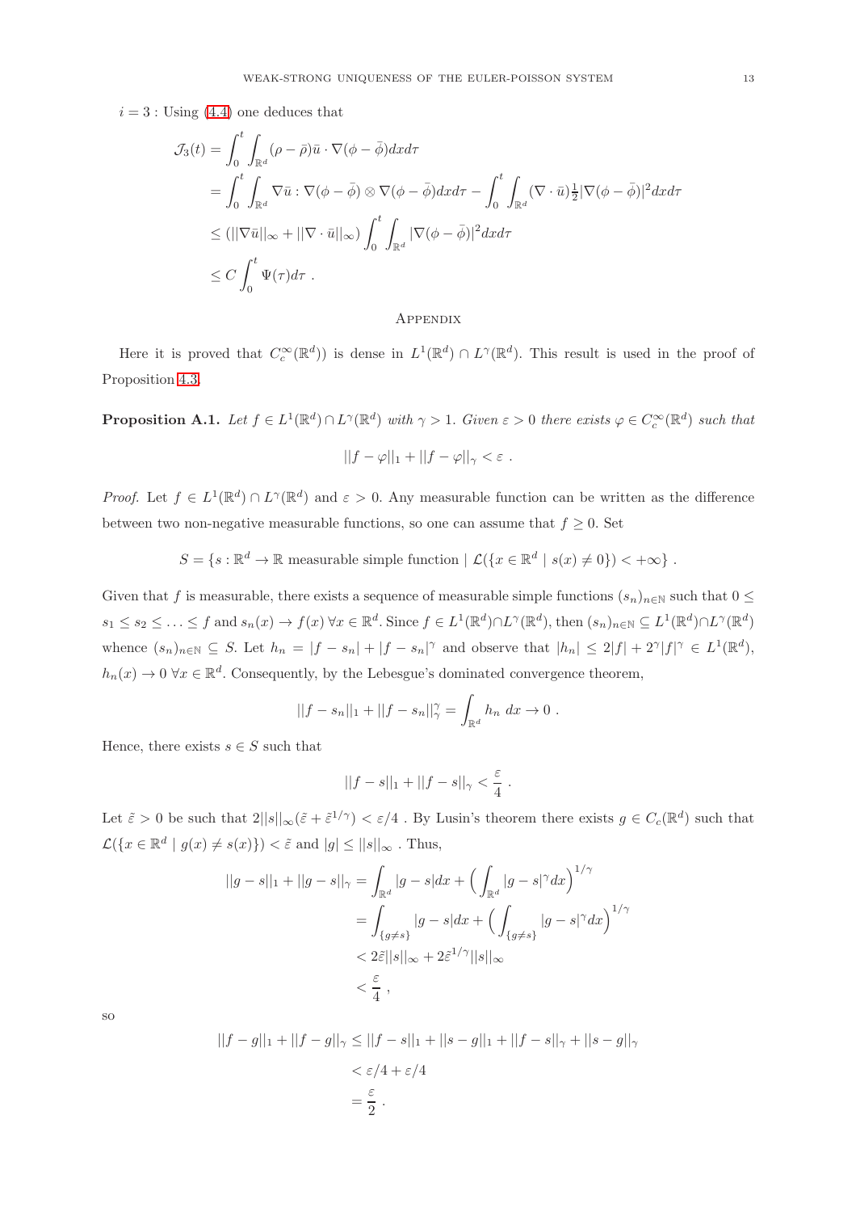$i = 3$ : Using (4.4) one deduces that

$$
\begin{aligned}
\mathcal{J}_3(t) &= \int_0^t \int_{\mathbb{R}^d} (\rho - \bar{\rho})\bar{u} \cdot \nabla(\phi - \bar{\phi}) dx d\tau \\
&= \int_0^t \int_{\mathbb{R}^d} \nabla \bar{u} : \nabla(\phi - \bar{\phi}) \otimes \nabla(\phi - \bar{\phi}) dx d\tau - \int_0^t \int_{\mathbb{R}^d} (\nabla \cdot \bar{u}) \tfrac{1}{2} |\nabla(\phi - \bar{\phi})|^2 dx d\tau \\
&\leq (||\nabla \bar{u}||_\infty + ||\nabla \cdot \bar{u}||_\infty) \int_0^t \int_{\mathbb{R}^d} |\nabla(\phi - \bar{\phi})|^2 dx d\tau \\
&\leq C \int_0^t \Psi(\tau) d\tau \ .
\end{aligned}
$$

## Appendix

Here it is proved that $C_c^\infty(\mathbb{R}^d))$ is dense in $L^1(\mathbb{R}^d) \cap L^\gamma(\mathbb{R}^d)$. This result is used in the proof of Proposition 4.3.

**Proposition A.1.** *Let $f \in L^1(\mathbb{R}^d) \cap L^\gamma(\mathbb{R}^d)$ with $\gamma > 1$. Given $\varepsilon > 0$ there exists $\varphi \in C_c^\infty(\mathbb{R}^d)$ such that*

$$
||f - \varphi||_1 + ||f - \varphi||_\gamma < \varepsilon \ .
$$

*Proof.* Let $f \in L^1(\mathbb{R}^d) \cap L^\gamma(\mathbb{R}^d)$ and $\varepsilon > 0$. Any measurable function can be written as the difference between two non-negative measurable functions, so one can assume that $f \geq 0$. Set

$$
S = \{s : \mathbb{R}^d \to \mathbb{R} \text{ measurable simple function} \mid \mathcal{L}(\{x \in \mathbb{R}^d \mid s(x) \neq 0\}) < +\infty\} \ .
$$

Given that $f$ is measurable, there exists a sequence of measurable simple functions $(s_n)_{n \in \mathbb{N}}$ such that $0 \leq s_1 \leq s_2 \leq \ldots \leq f$ and $s_n(x) \to f(x) \; \forall x \in \mathbb{R}^d$. Since $f \in L^1(\mathbb{R}^d) \cap L^\gamma(\mathbb{R}^d)$, then $(s_n)_{n \in \mathbb{N}} \subseteq L^1(\mathbb{R}^d) \cap L^\gamma(\mathbb{R}^d)$ whence $(s_n)_{n \in \mathbb{N}} \subseteq S$. Let $h_n = |f - s_n| + |f - s_n|^\gamma$ and observe that $|h_n| \leq 2|f| + 2^\gamma |f|^\gamma \in L^1(\mathbb{R}^d)$, $h_n(x) \to 0 \; \forall x \in \mathbb{R}^d$. Consequently, by the Lebesgue's dominated convergence theorem,

$$
||f - s_n||_1 + ||f - s_n||_\gamma^\gamma = \int_{\mathbb{R}^d} h_n \; dx \to 0 \ .
$$

Hence, there exists $s \in S$ such that

$$
||f - s||_1 + ||f - s||_\gamma < \frac{\varepsilon}{4} \ .
$$

Let $\tilde{\varepsilon} > 0$ be such that $2||s||_\infty(\tilde{\varepsilon} + \tilde{\varepsilon}^{1/\gamma}) < \varepsilon/4$ . By Lusin's theorem there exists $g \in C_c(\mathbb{R}^d)$ such that $\mathcal{L}(\{x \in \mathbb{R}^d \mid g(x) \neq s(x)\}) < \tilde{\varepsilon}$ and $|g| \leq ||s||_\infty$ . Thus,

$$
\begin{aligned}
||g - s||_1 + ||g - s||_\gamma &= \int_{\mathbb{R}^d} |g - s| dx + \Big( \int_{\mathbb{R}^d} |g - s|^\gamma dx \Big)^{1/\gamma} \\
&= \int_{\{g \neq s\}} |g - s| dx + \Big( \int_{\{g \neq s\}} |g - s|^\gamma dx \Big)^{1/\gamma} \\
&< 2\tilde{\varepsilon}||s||_\infty + 2\tilde{\varepsilon}^{1/\gamma}||s||_\infty \\
&< \frac{\varepsilon}{4} \ ,
\end{aligned}
$$

so

$$
\begin{aligned}
||f - g||_1 + ||f - g||_\gamma &\leq ||f - s||_1 + ||s - g||_1 + ||f - s||_\gamma + ||s - g||_\gamma \\
&< \varepsilon/4 + \varepsilon/4 \\
&= \frac{\varepsilon}{2} \ .
\end{aligned}
$$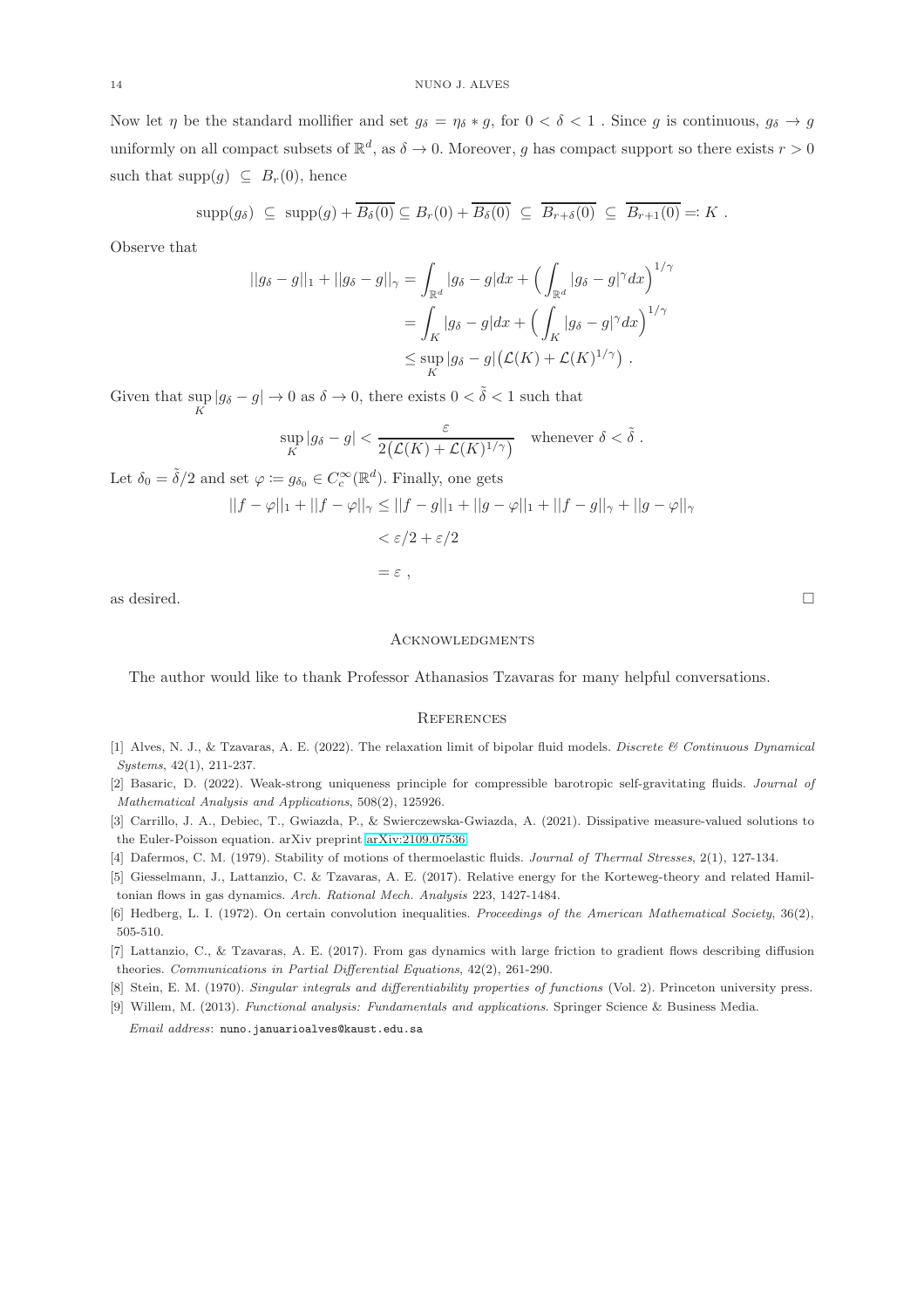Now let $\eta$ be the standard mollifier and set $g_\delta = \eta_\delta * g$, for $0 < \delta < 1$ . Since $g$ is continuous, $g_\delta \to g$ uniformly on all compact subsets of $\mathbb{R}^d$, as $\delta \to 0$. Moreover, $g$ has compact support so there exists $r > 0$ such that $\text{supp}(g) \subseteq B_r(0)$, hence

$$\text{supp}(g_\delta) \subseteq \text{supp}(g) + \overline{B_\delta(0)} \subseteq B_r(0) + \overline{B_\delta(0)} \subseteq \overline{B_{r+\delta}(0)} \subseteq \overline{B_{r+1}(0)} =: K \ .$$

Observe that

$$\begin{aligned}
||g_\delta - g||_1 + ||g_\delta - g||_\gamma &= \int_{\mathbb{R}^d} |g_\delta - g| dx + \Big( \int_{\mathbb{R}^d} |g_\delta - g|^\gamma dx \Big)^{1/\gamma} \\
&= \int_K |g_\delta - g| dx + \Big( \int_K |g_\delta - g|^\gamma dx \Big)^{1/\gamma} \\
&\leq \sup_K |g_\delta - g| \big( \mathcal{L}(K) + \mathcal{L}(K)^{1/\gamma} \big) \ .
\end{aligned}$$

Given that $\sup_K |g_\delta - g| \to 0$ as $\delta \to 0$, there exists $0 < \tilde{\delta} < 1$ such that

$$\sup_K |g_\delta - g| < \frac{\varepsilon}{2\big(\mathcal{L}(K) + \mathcal{L}(K)^{1/\gamma}\big)} \quad \text{whenever } \delta < \tilde{\delta} \ .$$

Let $\delta_0 = \tilde{\delta}/2$ and set $\varphi := g_{\delta_0} \in C_c^\infty(\mathbb{R}^d)$. Finally, one gets

$$\begin{aligned}
||f - \varphi||_1 + ||f - \varphi||_\gamma &\leq ||f - g||_1 + ||g - \varphi||_1 + ||f - g||_\gamma + ||g - \varphi||_\gamma \\
&< \varepsilon/2 + \varepsilon/2 \\
&= \varepsilon \ ,
\end{aligned}$$

as desired. □

## Acknowledgments

The author would like to thank Professor Athanasios Tzavaras for many helpful conversations.

## References

[1] Alves, N. J., & Tzavaras, A. E. (2022). The relaxation limit of bipolar fluid models. *Discrete & Continuous Dynamical Systems*, 42(1), 211-237.

[2] Basaric, D. (2022). Weak-strong uniqueness principle for compressible barotropic self-gravitating fluids. *Journal of Mathematical Analysis and Applications*, 508(2), 125926.

[3] Carrillo, J. A., Debiec, T., Gwiazda, P., & Swierczewska-Gwiazda, A. (2021). Dissipative measure-valued solutions to the Euler-Poisson equation. arXiv preprint arXiv:2109.07536.

[4] Dafermos, C. M. (1979). Stability of motions of thermoelastic fluids. *Journal of Thermal Stresses*, 2(1), 127-134.

[5] Giesselmann, J., Lattanzio, C. & Tzavaras, A. E. (2017). Relative energy for the Korteweg-theory and related Hamiltonian flows in gas dynamics. *Arch. Rational Mech. Analysis* 223, 1427-1484.

[6] Hedberg, L. I. (1972). On certain convolution inequalities. *Proceedings of the American Mathematical Society*, 36(2), 505-510.

[7] Lattanzio, C., & Tzavaras, A. E. (2017). From gas dynamics with large friction to gradient flows describing diffusion theories. *Communications in Partial Differential Equations*, 42(2), 261-290.

[8] Stein, E. M. (1970). *Singular integrals and differentiability properties of functions* (Vol. 2). Princeton university press.

[9] Willem, M. (2013). *Functional analysis: Fundamentals and applications.* Springer Science & Business Media.

*Email address*: nuno.januarioalves@kaust.edu.sa